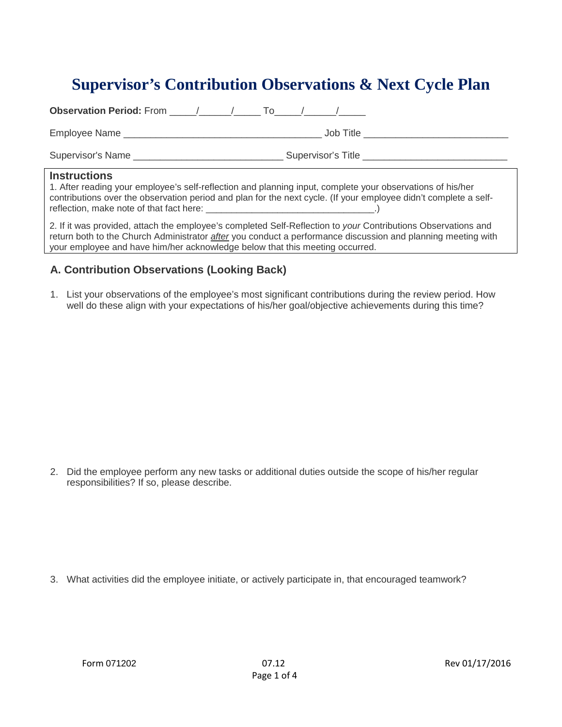# Supervisor's Contribution Observations & Next Cycle Plan

**Observation Period:** From _____/______/_____ To_____/______/_____

Employee Name _____________________________________ Job Title ___________________________

Supervisor's Name ____________________________ Supervisor's Title ___________________________

### Instructions

1. After reading your employee's self-reflection and planning input, complete your observations of his/her contributions over the observation period and plan for the next cycle. (If your employee didn't complete a self-reflection, make note of that fact here: _________________________________.)

2. If it was provided, attach the employee's completed Self-Reflection to *your* Contributions Observations and return both to the Church Administrator ***after*** you conduct a performance discussion and planning meeting with your employee and have him/her acknowledge below that this meeting occurred.

## A. Contribution Observations (Looking Back)

1. List your observations of the employee's most significant contributions during the review period. How well do these align with your expectations of his/her goal/objective achievements during this time?

2. Did the employee perform any new tasks or additional duties outside the scope of his/her regular responsibilities? If so, please describe.

3. What activities did the employee initiate, or actively participate in, that encouraged teamwork?

Form 071202 07.12 Rev 01/17/2016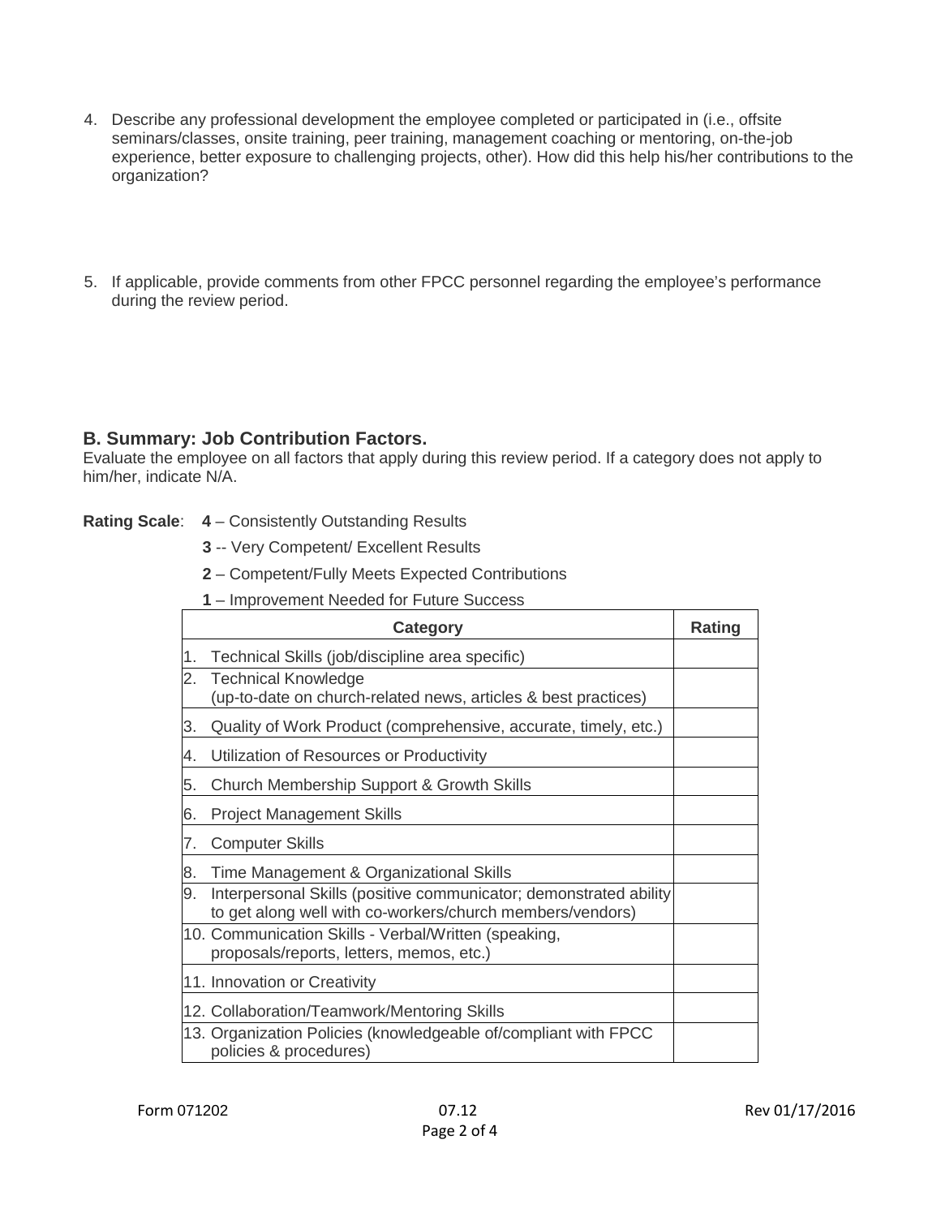4. Describe any professional development the employee completed or participated in (i.e., offsite seminars/classes, onsite training, peer training, management coaching or mentoring, on-the-job experience, better exposure to challenging projects, other). How did this help his/her contributions to the organization?

5. If applicable, provide comments from other FPCC personnel regarding the employee's performance during the review period.

### B. Summary: Job Contribution Factors.

Evaluate the employee on all factors that apply during this review period. If a category does not apply to him/her, indicate N/A.

**Rating Scale**: **4** – Consistently Outstanding Results

**3** -- Very Competent/ Excellent Results

**2** – Competent/Fully Meets Expected Contributions

**1** – Improvement Needed for Future Success

| Category | Rating |
|---|---|
| 1. Technical Skills (job/discipline area specific) | |
| 2. Technical Knowledge (up-to-date on church-related news, articles & best practices) | |
| 3. Quality of Work Product (comprehensive, accurate, timely, etc.) | |
| 4. Utilization of Resources or Productivity | |
| 5. Church Membership Support & Growth Skills | |
| 6. Project Management Skills | |
| 7. Computer Skills | |
| 8. Time Management & Organizational Skills | |
| 9. Interpersonal Skills (positive communicator; demonstrated ability to get along well with co-workers/church members/vendors) | |
| 10. Communication Skills - Verbal/Written (speaking, proposals/reports, letters, memos, etc.) | |
| 11. Innovation or Creativity | |
| 12. Collaboration/Teamwork/Mentoring Skills | |
| 13. Organization Policies (knowledgeable of/compliant with FPCC policies & procedures) | |

Form 071202 07.12 Rev 01/17/2016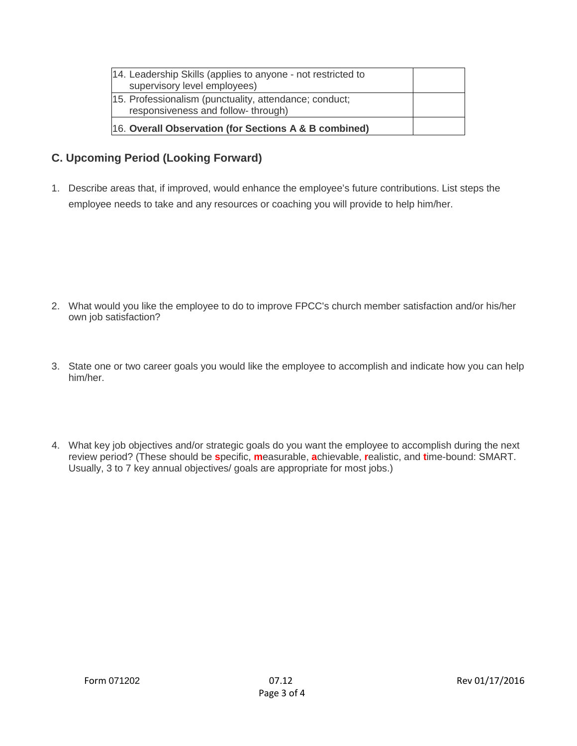| | |
|---|---|
| 14. Leadership Skills (applies to anyone - not restricted to supervisory level employees) | |
| 15. Professionalism (punctuality, attendance; conduct; responsiveness and follow- through) | |
| 16. **Overall Observation (for Sections A & B combined)** | |

## C. Upcoming Period (Looking Forward)

1. Describe areas that, if improved, would enhance the employee's future contributions. List steps the employee needs to take and any resources or coaching you will provide to help him/her.

2. What would you like the employee to do to improve FPCC's church member satisfaction and/or his/her own job satisfaction?

3. State one or two career goals you would like the employee to accomplish and indicate how you can help him/her.

4. What key job objectives and/or strategic goals do you want the employee to accomplish during the next review period? (These should be **s**pecific, **m**easurable, **a**chievable, **r**ealistic, and **t**ime-bound: SMART. Usually, 3 to 7 key annual objectives/ goals are appropriate for most jobs.)

Form 071202 07.12 Rev 01/17/2016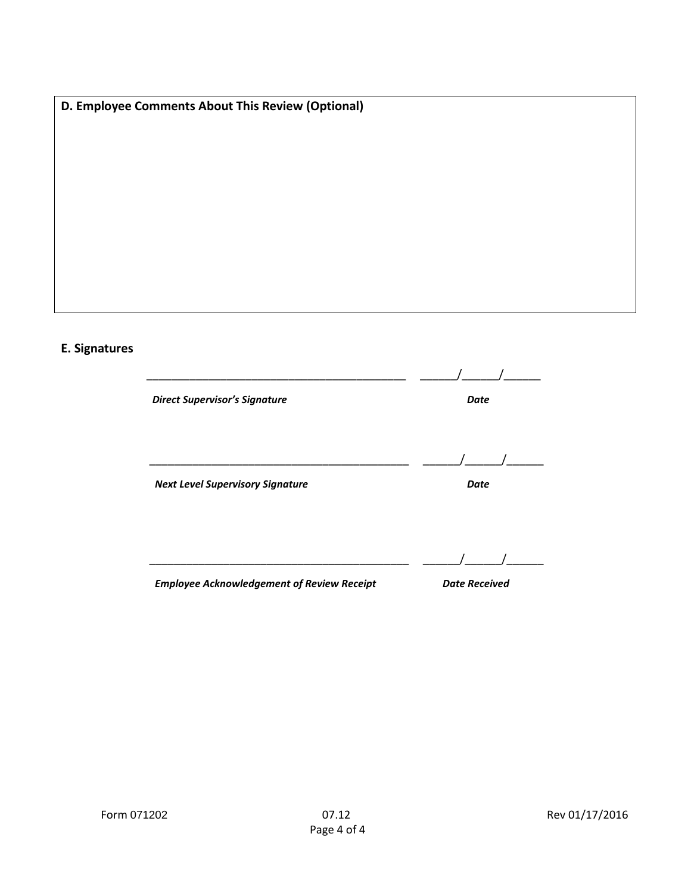## D. Employee Comments About This Review (Optional)

## E. Signatures

_____________________________________________ ______/______/______

***Direct Supervisor's Signature*** ***Date***

_____________________________________________ ______/______/______

***Next Level Supervisory Signature*** ***Date***

_____________________________________________ ______/______/______

***Employee Acknowledgement of Review Receipt*** ***Date Received***

Form 071202 07.12 Rev 01/17/2016